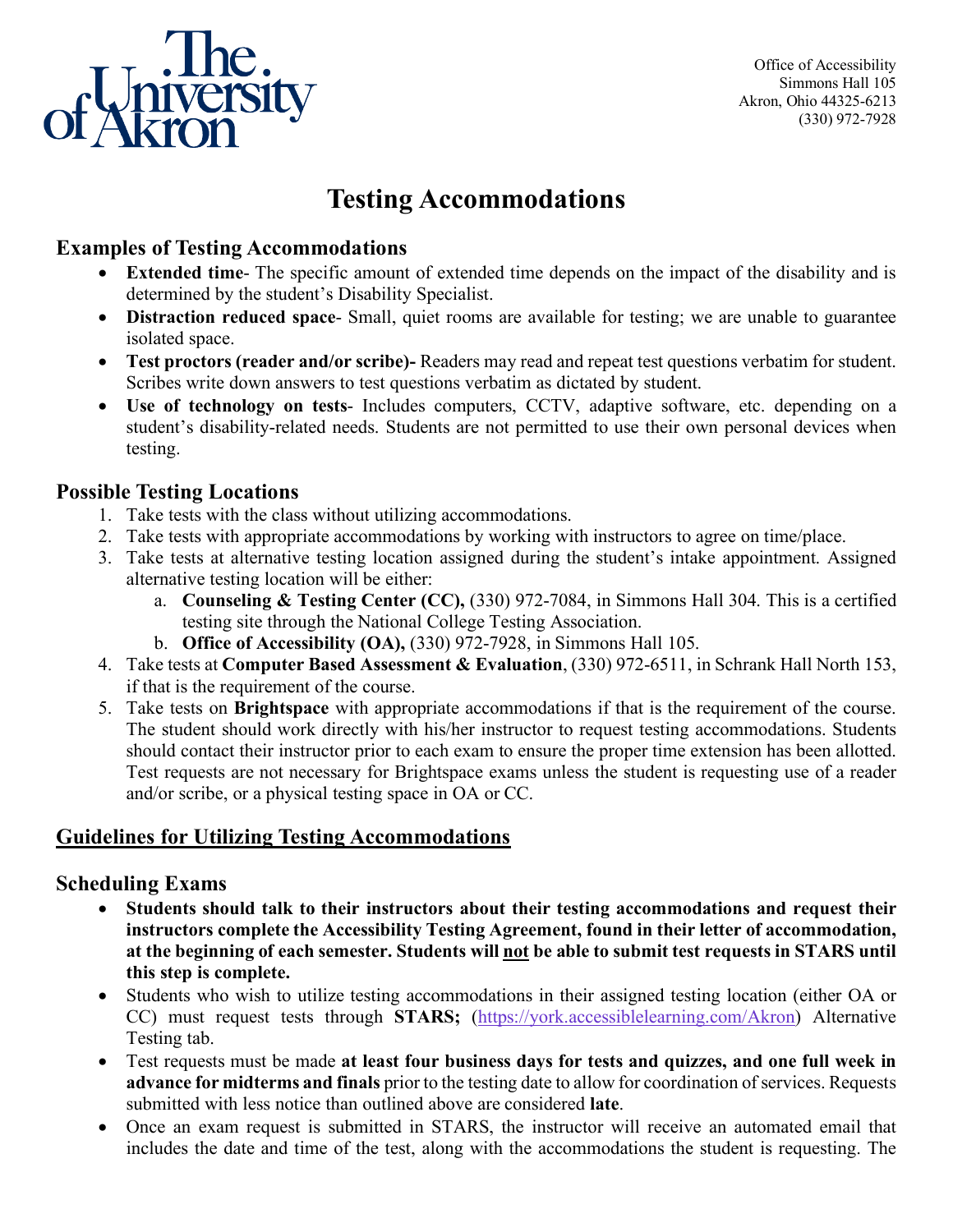Office of Accessibility
Simmons Hall 105
Akron, Ohio 44325-6213
(330) 972-7928

# Testing Accommodations

## Examples of Testing Accommodations

- **Extended time**- The specific amount of extended time depends on the impact of the disability and is determined by the student's Disability Specialist.
- **Distraction reduced space**- Small, quiet rooms are available for testing; we are unable to guarantee isolated space.
- **Test proctors (reader and/or scribe)-** Readers may read and repeat test questions verbatim for student. Scribes write down answers to test questions verbatim as dictated by student.
- **Use of technology on tests**- Includes computers, CCTV, adaptive software, etc. depending on a student's disability-related needs. Students are not permitted to use their own personal devices when testing.

## Possible Testing Locations

1. Take tests with the class without utilizing accommodations.
2. Take tests with appropriate accommodations by working with instructors to agree on time/place.
3. Take tests at alternative testing location assigned during the student's intake appointment. Assigned alternative testing location will be either:
   a. **Counseling & Testing Center (CC),** (330) 972-7084, in Simmons Hall 304. This is a certified testing site through the National College Testing Association.
   b. **Office of Accessibility (OA),** (330) 972-7928, in Simmons Hall 105.
4. Take tests at **Computer Based Assessment & Evaluation**, (330) 972-6511, in Schrank Hall North 153, if that is the requirement of the course.
5. Take tests on **Brightspace** with appropriate accommodations if that is the requirement of the course. The student should work directly with his/her instructor to request testing accommodations. Students should contact their instructor prior to each exam to ensure the proper time extension has been allotted. Test requests are not necessary for Brightspace exams unless the student is requesting use of a reader and/or scribe, or a physical testing space in OA or CC.

## Guidelines for Utilizing Testing Accommodations

## Scheduling Exams

- **Students should talk to their instructors about their testing accommodations and request their instructors complete the Accessibility Testing Agreement, found in their letter of accommodation, at the beginning of each semester. Students will not be able to submit test requests in STARS until this step is complete.**
- Students who wish to utilize testing accommodations in their assigned testing location (either OA or CC) must request tests through **STARS;** (https://york.accessiblelearning.com/Akron) Alternative Testing tab.
- Test requests must be made **at least four business days for tests and quizzes, and one full week in advance for midterms and finals** prior to the testing date to allow for coordination of services. Requests submitted with less notice than outlined above are considered **late**.
- Once an exam request is submitted in STARS, the instructor will receive an automated email that includes the date and time of the test, along with the accommodations the student is requesting. The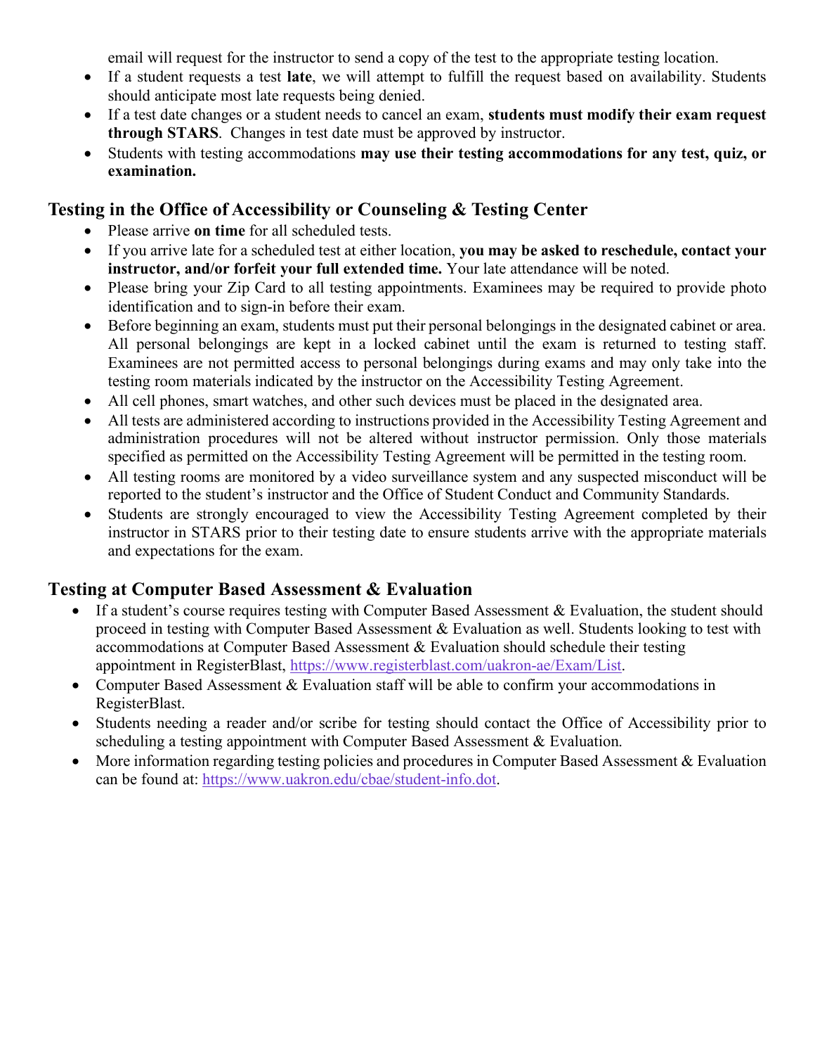email will request for the instructor to send a copy of the test to the appropriate testing location.

- If a student requests a test **late**, we will attempt to fulfill the request based on availability. Students should anticipate most late requests being denied.
- If a test date changes or a student needs to cancel an exam, **students must modify their exam request through STARS**. Changes in test date must be approved by instructor.
- Students with testing accommodations **may use their testing accommodations for any test, quiz, or examination.**

## Testing in the Office of Accessibility or Counseling & Testing Center

- Please arrive **on time** for all scheduled tests.
- If you arrive late for a scheduled test at either location, **you may be asked to reschedule, contact your instructor, and/or forfeit your full extended time.** Your late attendance will be noted.
- Please bring your Zip Card to all testing appointments. Examinees may be required to provide photo identification and to sign-in before their exam.
- Before beginning an exam, students must put their personal belongings in the designated cabinet or area. All personal belongings are kept in a locked cabinet until the exam is returned to testing staff. Examinees are not permitted access to personal belongings during exams and may only take into the testing room materials indicated by the instructor on the Accessibility Testing Agreement.
- All cell phones, smart watches, and other such devices must be placed in the designated area.
- All tests are administered according to instructions provided in the Accessibility Testing Agreement and administration procedures will not be altered without instructor permission. Only those materials specified as permitted on the Accessibility Testing Agreement will be permitted in the testing room.
- All testing rooms are monitored by a video surveillance system and any suspected misconduct will be reported to the student's instructor and the Office of Student Conduct and Community Standards.
- Students are strongly encouraged to view the Accessibility Testing Agreement completed by their instructor in STARS prior to their testing date to ensure students arrive with the appropriate materials and expectations for the exam.

## Testing at Computer Based Assessment & Evaluation

- If a student's course requires testing with Computer Based Assessment & Evaluation, the student should proceed in testing with Computer Based Assessment & Evaluation as well. Students looking to test with accommodations at Computer Based Assessment & Evaluation should schedule their testing appointment in RegisterBlast, https://www.registerblast.com/uakron-ae/Exam/List.
- Computer Based Assessment & Evaluation staff will be able to confirm your accommodations in RegisterBlast.
- Students needing a reader and/or scribe for testing should contact the Office of Accessibility prior to scheduling a testing appointment with Computer Based Assessment & Evaluation.
- More information regarding testing policies and procedures in Computer Based Assessment & Evaluation can be found at: https://www.uakron.edu/cbae/student-info.dot.